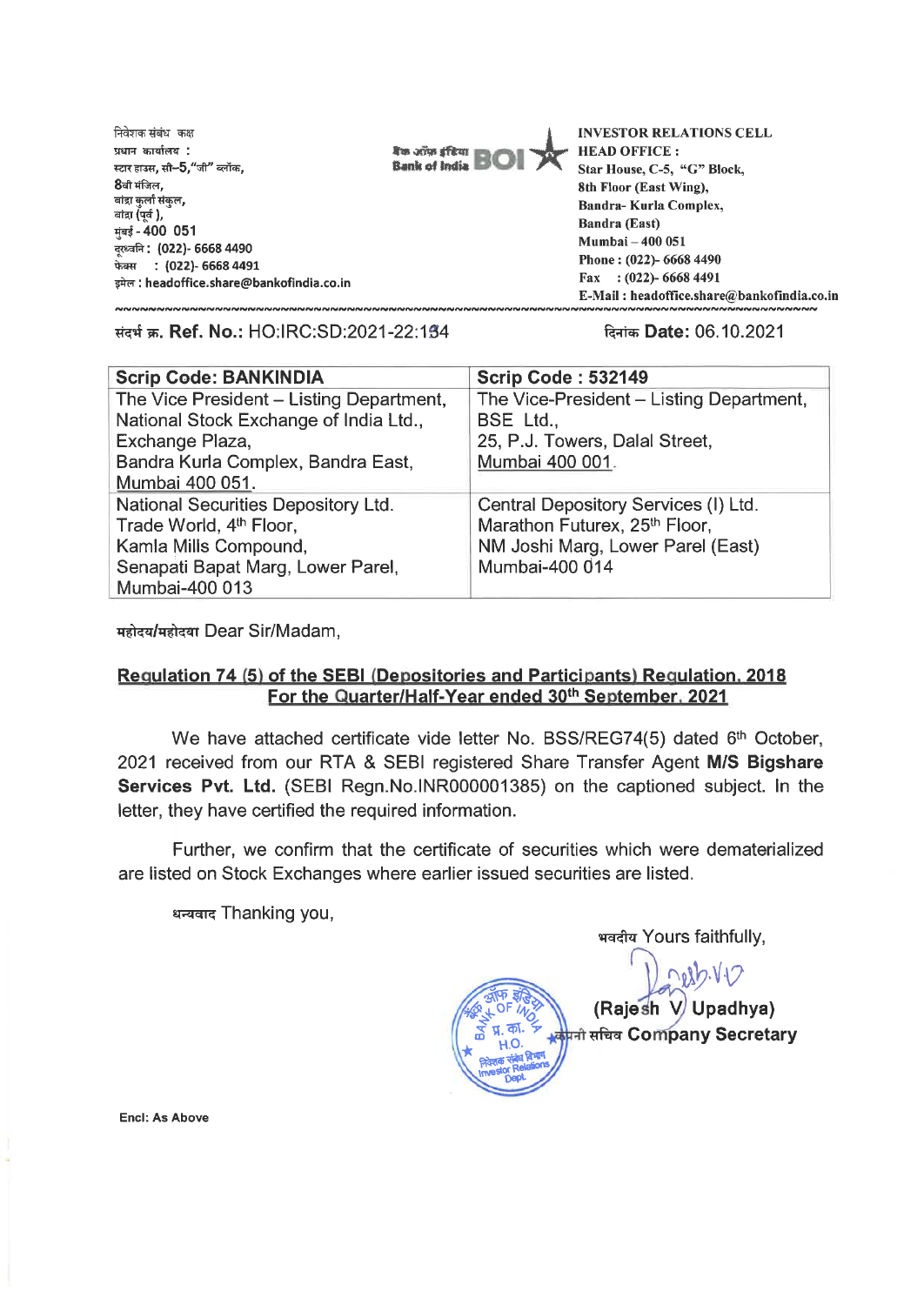निवेशक संबंध कक्ष
प्रधान कार्यालय :
स्टार हाउस, सी–5,"जी" ब्लॉक,
8वी मंजिल,
बांद्रा कुर्ला संकुल,
बांद्रा (पूर्व ),
मुंबई - 400 051
दूरध्वनि : (022)- 6668 4490
फैक्स : (022)- 6668 4491
इमेल : headoffice.share@bankofindia.co.in

बैंक ऑफ़ इंडिया Bank of India BOI

**INVESTOR RELATIONS CELL**
**HEAD OFFICE :**
**Star House, C-5, "G" Block,**
**8th Floor (East Wing),**
**Bandra- Kurla Complex,**
**Bandra (East)**
**Mumbai – 400 051**
**Phone : (022)- 6668 4490**
**Fax : (022)- 6668 4491**
**E-Mail : headoffice.share@bankofindia.co.in**

संदर्भ क्र. **Ref. No.:** HO:IRC:SD:2021-22:184

दिनांक **Date:** 06.10.2021

| **Scrip Code: BANKINDIA** | **Scrip Code : 532149** |
|---|---|
| The Vice President – Listing Department,<br>National Stock Exchange of India Ltd.,<br>Exchange Plaza,<br>Bandra Kurla Complex, Bandra East,<br>Mumbai 400 051. | The Vice-President – Listing Department,<br>BSE Ltd.,<br>25, P.J. Towers, Dalal Street,<br>Mumbai 400 001. |
| National Securities Depository Ltd.<br>Trade World, 4th Floor,<br>Kamla Mills Compound,<br>Senapati Bapat Marg, Lower Parel,<br>Mumbai-400 013 | Central Depository Services (I) Ltd.<br>Marathon Futurex, 25th Floor,<br>NM Joshi Marg, Lower Parel (East)<br>Mumbai-400 014 |

महोदय/महोदया Dear Sir/Madam,

**Regulation 74 (5) of the SEBI (Depositories and Participants) Regulation, 2018**
**For the Quarter/Half-Year ended 30th September, 2021**

We have attached certificate vide letter No. BSS/REG74(5) dated 6th October, 2021 received from our RTA & SEBI registered Share Transfer Agent **M/S Bigshare Services Pvt. Ltd.** (SEBI Regn.No.INR000001385) on the captioned subject. In the letter, they have certified the required information.

Further, we confirm that the certificate of securities which were dematerialized are listed on Stock Exchanges where earlier issued securities are listed.

धन्यवाद Thanking you,

भवदीय Yours faithfully,

**(Rajesh V Upadhya)**
**कंपनी सचिव Company Secretary**

**Encl: As Above**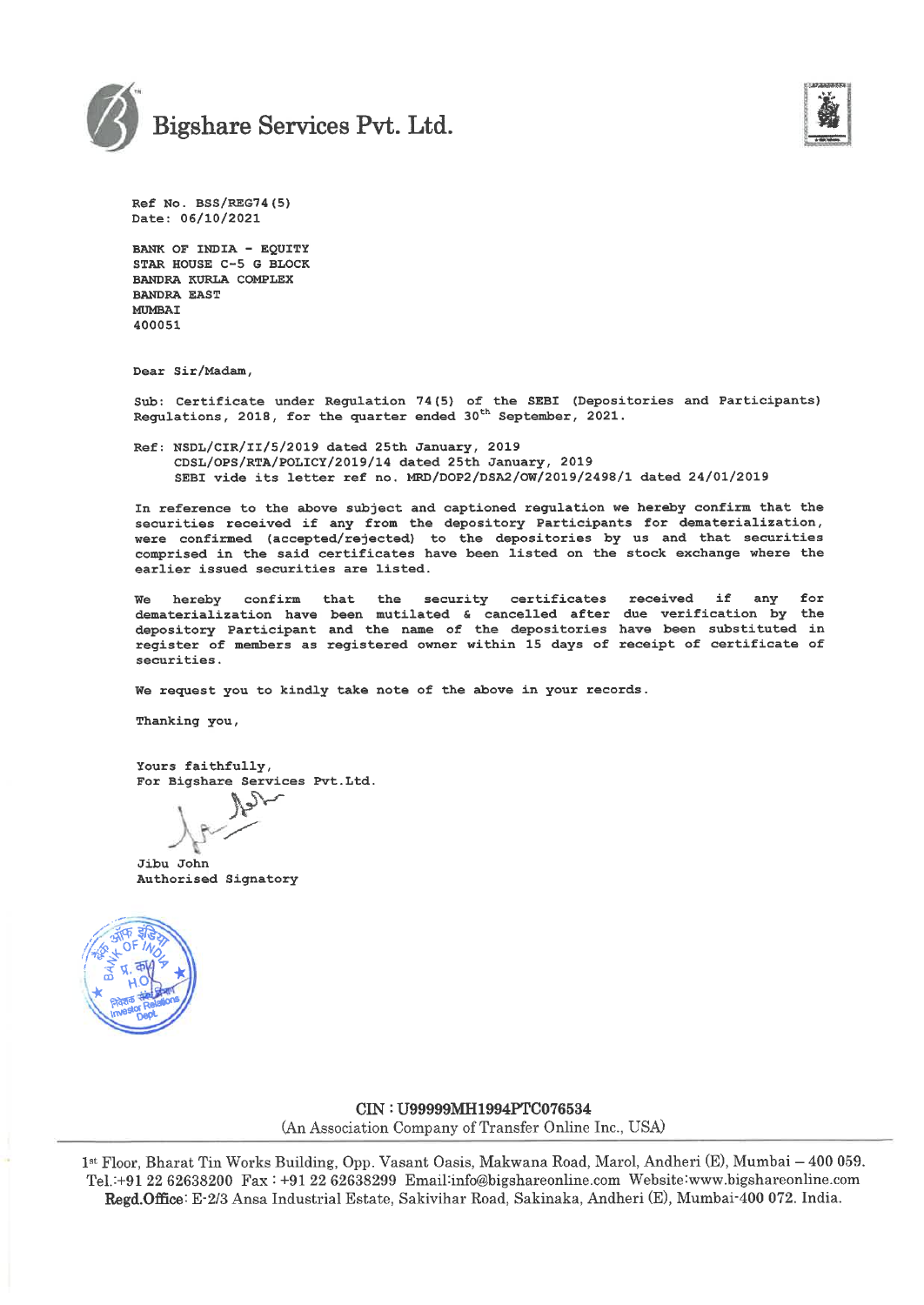# Bigshare Services Pvt. Ltd.

Ref No. BSS/REG74(5)
Date: 06/10/2021

BANK OF INDIA - EQUITY
STAR HOUSE C-5 G BLOCK
BANDRA KURLA COMPLEX
BANDRA EAST
MUMBAI
400051

Dear Sir/Madam,

Sub: Certificate under Regulation 74(5) of the SEBI (Depositories and Participants) Regulations, 2018, for the quarter ended 30th September, 2021.

Ref: NSDL/CIR/II/5/2019 dated 25th January, 2019
CDSL/OPS/RTA/POLICY/2019/14 dated 25th January, 2019
SEBI vide its letter ref no. MRD/DOP2/DSA2/OW/2019/2498/1 dated 24/01/2019

In reference to the above subject and captioned regulation we hereby confirm that the securities received if any from the depository Participants for dematerialization, were confirmed (accepted/rejected) to the depositories by us and that securities comprised in the said certificates have been listed on the stock exchange where the earlier issued securities are listed.

We hereby confirm that the security certificates received if any for dematerialization have been mutilated & cancelled after due verification by the depository Participant and the name of the depositories have been substituted in register of members as registered owner within 15 days of receipt of certificate of securities.

We request you to kindly take note of the above in your records.

Thanking you,

Yours faithfully,
For Bigshare Services Pvt.Ltd.

Jibu John
Authorised Signatory

CIN : U99999MH1994PTC076534
(An Association Company of Transfer Online Inc., USA)

1st Floor, Bharat Tin Works Building, Opp. Vasant Oasis, Makwana Road, Marol, Andheri (E), Mumbai – 400 059.
Tel.:+91 22 62638200 Fax : +91 22 62638299 Email:info@bigshareonline.com Website:www.bigshareonline.com
**Regd.Office**: E-2/3 Ansa Industrial Estate, Sakivihar Road, Sakinaka, Andheri (E), Mumbai-400 072. India.